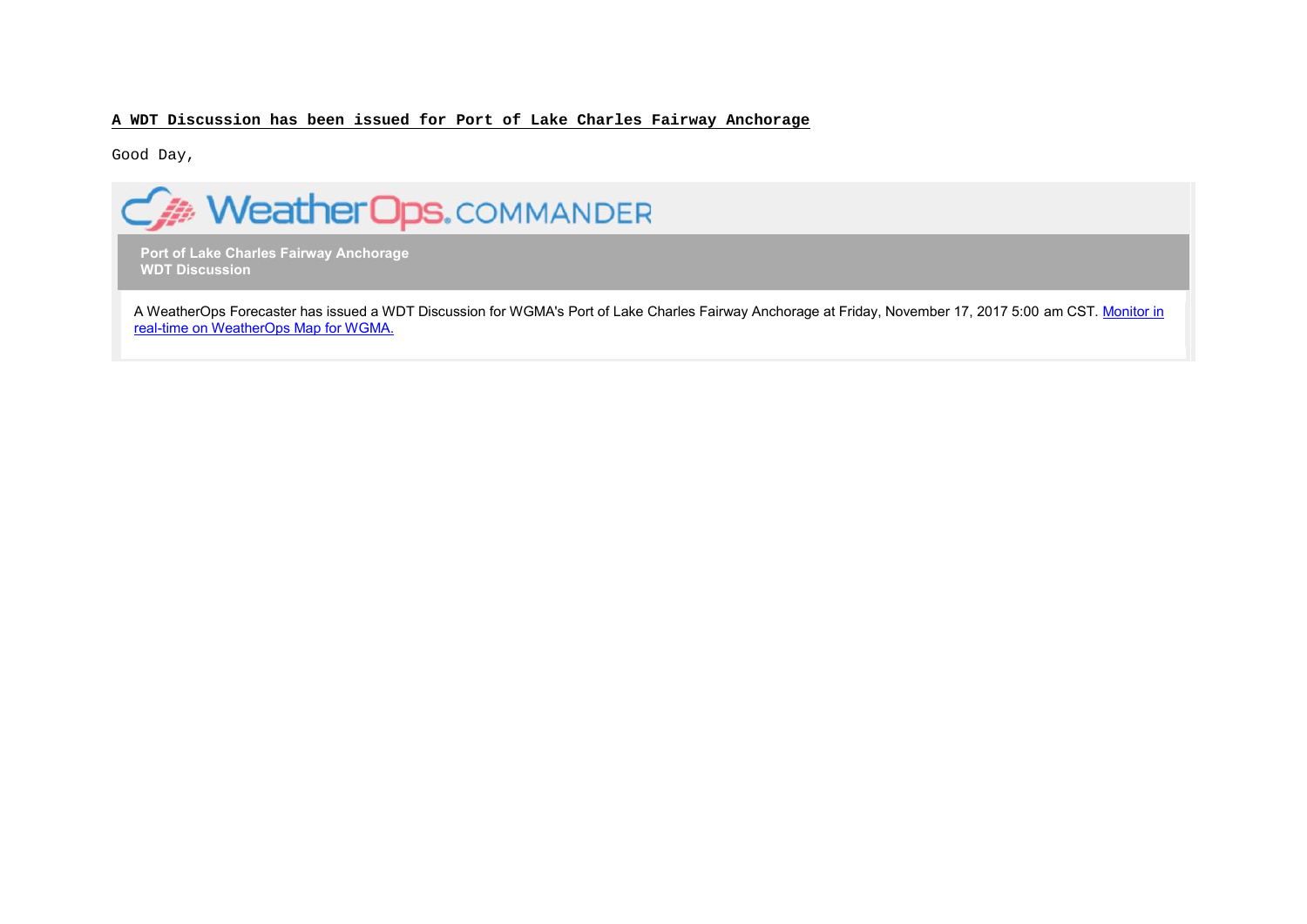**A WDT Discussion has been issued for Port of Lake Charles Fairway Anchorage**

Good Day,

WeatherOps.COMMANDER

**Port of Lake Charles Fairway Anchorage**
**WDT Discussion**

A WeatherOps Forecaster has issued a WDT Discussion for WGMA's Port of Lake Charles Fairway Anchorage at Friday, November 17, 2017 5:00 am CST. Monitor in real-time on WeatherOps Map for WGMA.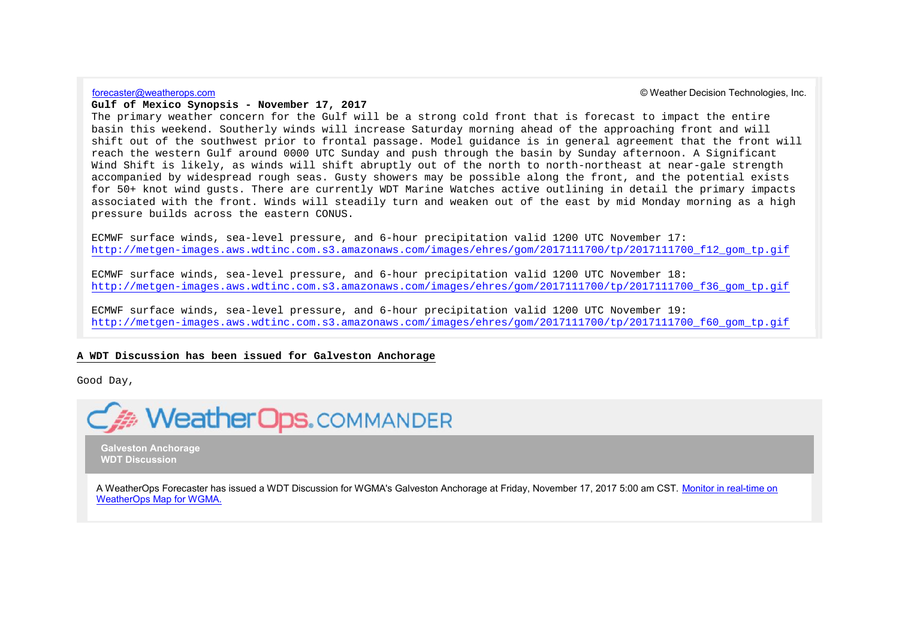forecaster@weatherops.com

© Weather Decision Technologies, Inc.

**Gulf of Mexico Synopsis - November 17, 2017**

The primary weather concern for the Gulf will be a strong cold front that is forecast to impact the entire basin this weekend. Southerly winds will increase Saturday morning ahead of the approaching front and will shift out of the southwest prior to frontal passage. Model guidance is in general agreement that the front will reach the western Gulf around 0000 UTC Sunday and push through the basin by Sunday afternoon. A Significant Wind Shift is likely, as winds will shift abruptly out of the north to north-northeast at near-gale strength accompanied by widespread rough seas. Gusty showers may be possible along the front, and the potential exists for 50+ knot wind gusts. There are currently WDT Marine Watches active outlining in detail the primary impacts associated with the front. Winds will steadily turn and weaken out of the east by mid Monday morning as a high pressure builds across the eastern CONUS.

ECMWF surface winds, sea-level pressure, and 6-hour precipitation valid 1200 UTC November 17:
http://metgen-images.aws.wdtinc.com.s3.amazonaws.com/images/ehres/gom/2017111700/tp/2017111700_f12_gom_tp.gif

ECMWF surface winds, sea-level pressure, and 6-hour precipitation valid 1200 UTC November 18:
http://metgen-images.aws.wdtinc.com.s3.amazonaws.com/images/ehres/gom/2017111700/tp/2017111700_f36_gom_tp.gif

ECMWF surface winds, sea-level pressure, and 6-hour precipitation valid 1200 UTC November 19:
http://metgen-images.aws.wdtinc.com.s3.amazonaws.com/images/ehres/gom/2017111700/tp/2017111700_f60_gom_tp.gif

**A WDT Discussion has been issued for Galveston Anchorage**

Good Day,

WeatherOps.COMMANDER

**Galveston Anchorage**
**WDT Discussion**

A WeatherOps Forecaster has issued a WDT Discussion for WGMA's Galveston Anchorage at Friday, November 17, 2017 5:00 am CST. Monitor in real-time on WeatherOps Map for WGMA.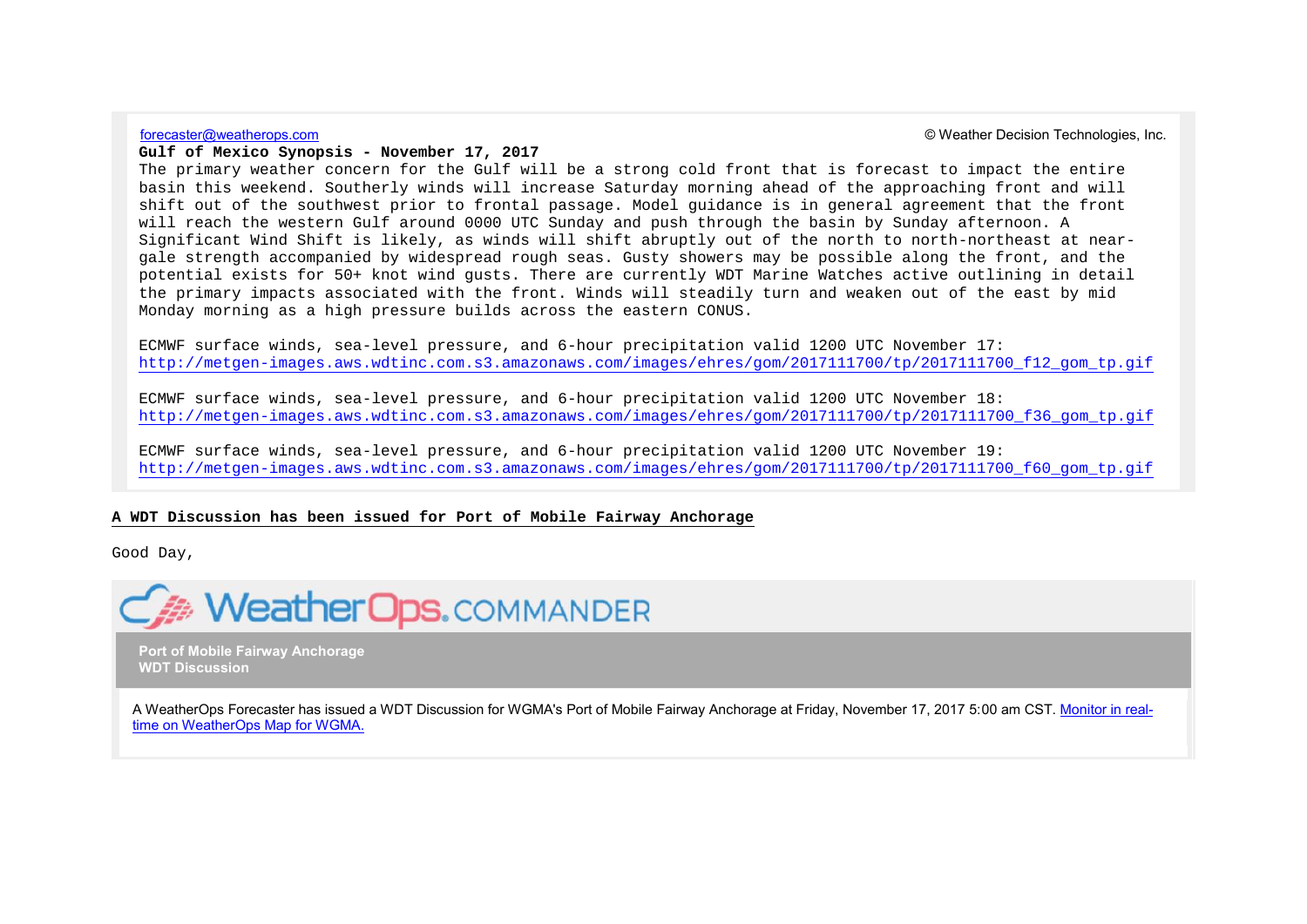forecaster@weatherops.com © Weather Decision Technologies, Inc.

**Gulf of Mexico Synopsis - November 17, 2017**

The primary weather concern for the Gulf will be a strong cold front that is forecast to impact the entire basin this weekend. Southerly winds will increase Saturday morning ahead of the approaching front and will shift out of the southwest prior to frontal passage. Model guidance is in general agreement that the front will reach the western Gulf around 0000 UTC Sunday and push through the basin by Sunday afternoon. A Significant Wind Shift is likely, as winds will shift abruptly out of the north to north-northeast at near-gale strength accompanied by widespread rough seas. Gusty showers may be possible along the front, and the potential exists for 50+ knot wind gusts. There are currently WDT Marine Watches active outlining in detail the primary impacts associated with the front. Winds will steadily turn and weaken out of the east by mid Monday morning as a high pressure builds across the eastern CONUS.

ECMWF surface winds, sea-level pressure, and 6-hour precipitation valid 1200 UTC November 17:
http://metgen-images.aws.wdtinc.com.s3.amazonaws.com/images/ehres/gom/2017111700/tp/2017111700_f12_gom_tp.gif

ECMWF surface winds, sea-level pressure, and 6-hour precipitation valid 1200 UTC November 18:
http://metgen-images.aws.wdtinc.com.s3.amazonaws.com/images/ehres/gom/2017111700/tp/2017111700_f36_gom_tp.gif

ECMWF surface winds, sea-level pressure, and 6-hour precipitation valid 1200 UTC November 19:
http://metgen-images.aws.wdtinc.com.s3.amazonaws.com/images/ehres/gom/2017111700/tp/2017111700_f60_gom_tp.gif

**A WDT Discussion has been issued for Port of Mobile Fairway Anchorage**

Good Day,

WeatherOps.COMMANDER

**Port of Mobile Fairway Anchorage**
**WDT Discussion**

A WeatherOps Forecaster has issued a WDT Discussion for WGMA's Port of Mobile Fairway Anchorage at Friday, November 17, 2017 5:00 am CST. Monitor in real-time on WeatherOps Map for WGMA.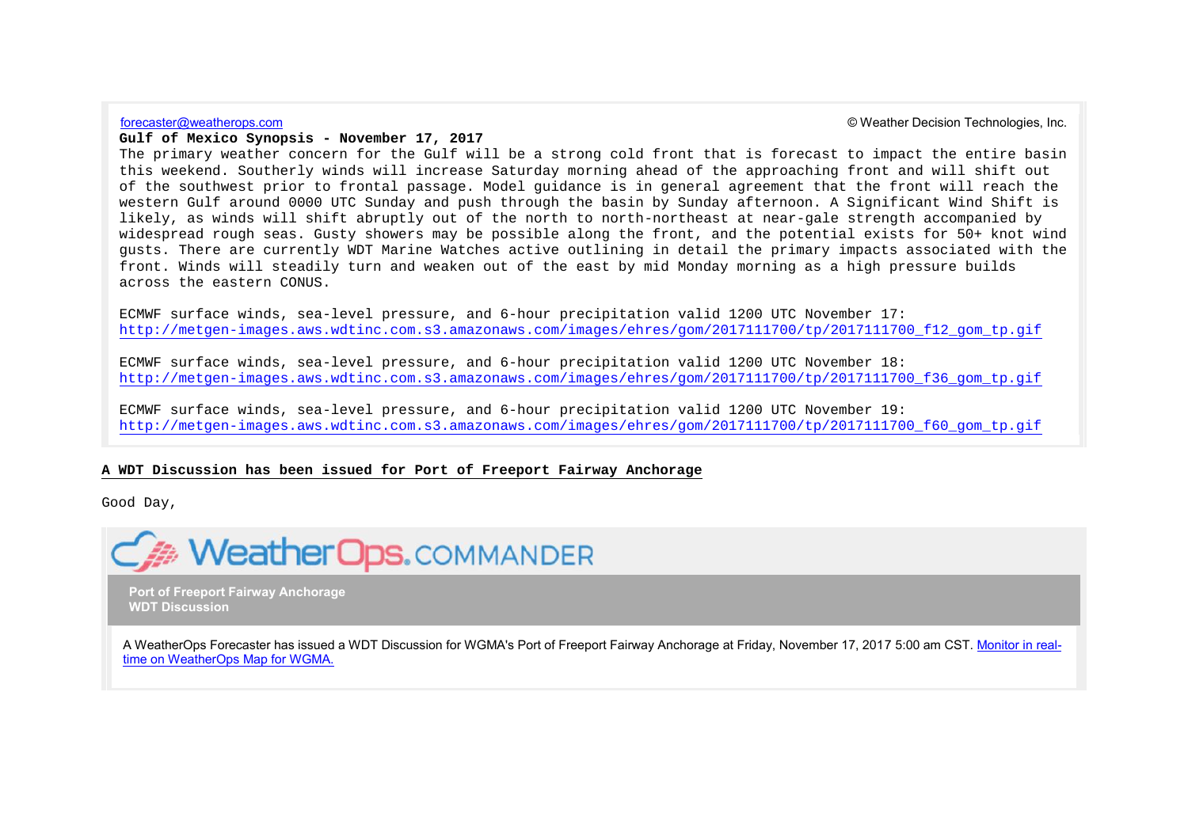forecaster@weatherops.com © Weather Decision Technologies, Inc.

**Gulf of Mexico Synopsis - November 17, 2017**

The primary weather concern for the Gulf will be a strong cold front that is forecast to impact the entire basin this weekend. Southerly winds will increase Saturday morning ahead of the approaching front and will shift out of the southwest prior to frontal passage. Model guidance is in general agreement that the front will reach the western Gulf around 0000 UTC Sunday and push through the basin by Sunday afternoon. A Significant Wind Shift is likely, as winds will shift abruptly out of the north to north-northeast at near-gale strength accompanied by widespread rough seas. Gusty showers may be possible along the front, and the potential exists for 50+ knot wind gusts. There are currently WDT Marine Watches active outlining in detail the primary impacts associated with the front. Winds will steadily turn and weaken out of the east by mid Monday morning as a high pressure builds across the eastern CONUS.

ECMWF surface winds, sea-level pressure, and 6-hour precipitation valid 1200 UTC November 17:
http://metgen-images.aws.wdtinc.com.s3.amazonaws.com/images/ehres/gom/2017111700/tp/2017111700_f12_gom_tp.gif

ECMWF surface winds, sea-level pressure, and 6-hour precipitation valid 1200 UTC November 18:
http://metgen-images.aws.wdtinc.com.s3.amazonaws.com/images/ehres/gom/2017111700/tp/2017111700_f36_gom_tp.gif

ECMWF surface winds, sea-level pressure, and 6-hour precipitation valid 1200 UTC November 19:
http://metgen-images.aws.wdtinc.com.s3.amazonaws.com/images/ehres/gom/2017111700/tp/2017111700_f60_gom_tp.gif

**A WDT Discussion has been issued for Port of Freeport Fairway Anchorage**

Good Day,

WeatherOps.COMMANDER

**Port of Freeport Fairway Anchorage**
**WDT Discussion**

A WeatherOps Forecaster has issued a WDT Discussion for WGMA's Port of Freeport Fairway Anchorage at Friday, November 17, 2017 5:00 am CST. Monitor in real-time on WeatherOps Map for WGMA.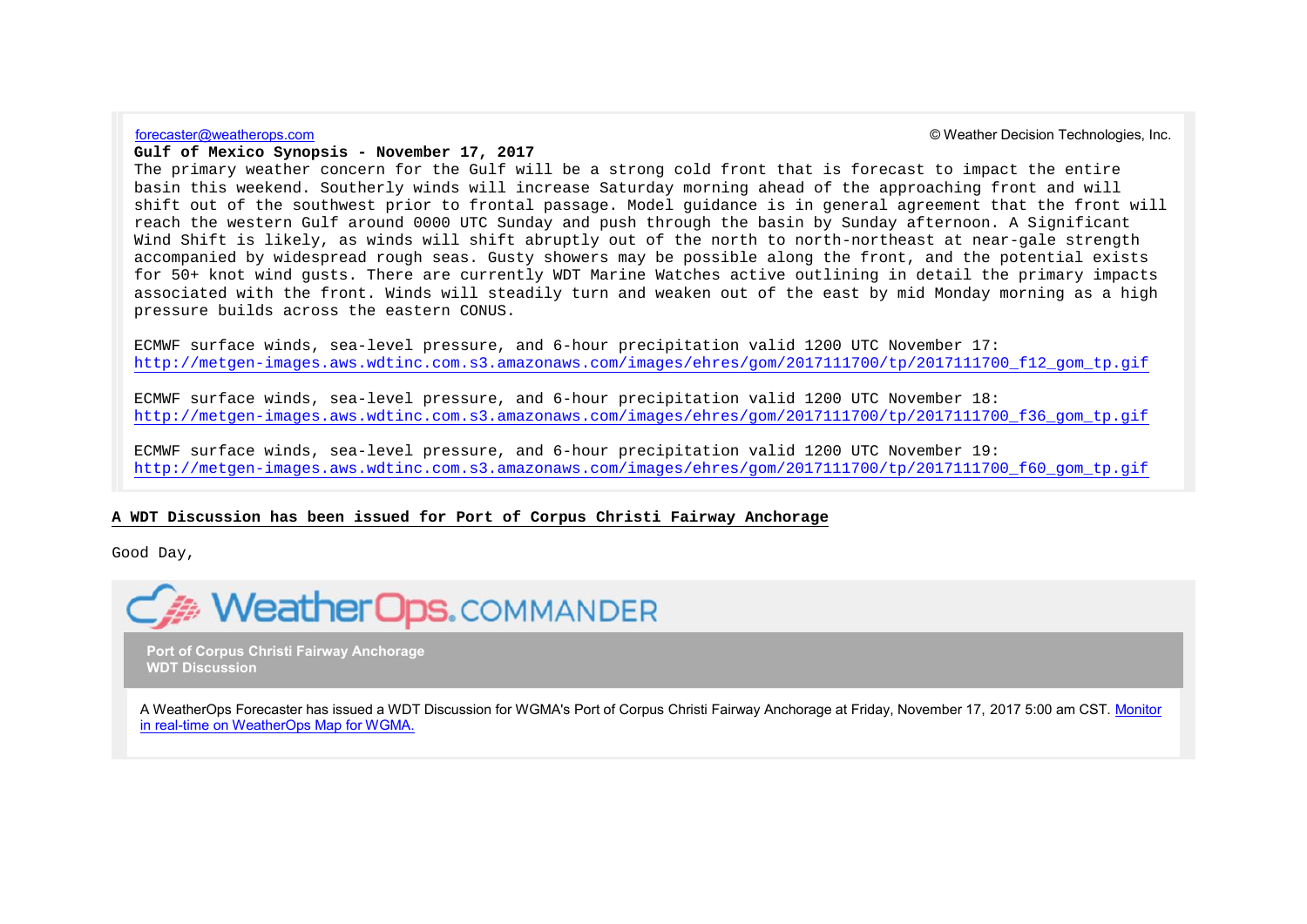forecaster@weatherops.com © Weather Decision Technologies, Inc.

**Gulf of Mexico Synopsis - November 17, 2017**

The primary weather concern for the Gulf will be a strong cold front that is forecast to impact the entire basin this weekend. Southerly winds will increase Saturday morning ahead of the approaching front and will shift out of the southwest prior to frontal passage. Model guidance is in general agreement that the front will reach the western Gulf around 0000 UTC Sunday and push through the basin by Sunday afternoon. A Significant Wind Shift is likely, as winds will shift abruptly out of the north to north-northeast at near-gale strength accompanied by widespread rough seas. Gusty showers may be possible along the front, and the potential exists for 50+ knot wind gusts. There are currently WDT Marine Watches active outlining in detail the primary impacts associated with the front. Winds will steadily turn and weaken out of the east by mid Monday morning as a high pressure builds across the eastern CONUS.

ECMWF surface winds, sea-level pressure, and 6-hour precipitation valid 1200 UTC November 17:
http://metgen-images.aws.wdtinc.com.s3.amazonaws.com/images/ehres/gom/2017111700/tp/2017111700_f12_gom_tp.gif

ECMWF surface winds, sea-level pressure, and 6-hour precipitation valid 1200 UTC November 18:
http://metgen-images.aws.wdtinc.com.s3.amazonaws.com/images/ehres/gom/2017111700/tp/2017111700_f36_gom_tp.gif

ECMWF surface winds, sea-level pressure, and 6-hour precipitation valid 1200 UTC November 19:
http://metgen-images.aws.wdtinc.com.s3.amazonaws.com/images/ehres/gom/2017111700/tp/2017111700_f60_gom_tp.gif

**A WDT Discussion has been issued for Port of Corpus Christi Fairway Anchorage**

Good Day,

WeatherOps.COMMANDER

**Port of Corpus Christi Fairway Anchorage**
**WDT Discussion**

A WeatherOps Forecaster has issued a WDT Discussion for WGMA's Port of Corpus Christi Fairway Anchorage at Friday, November 17, 2017 5:00 am CST. Monitor in real-time on WeatherOps Map for WGMA.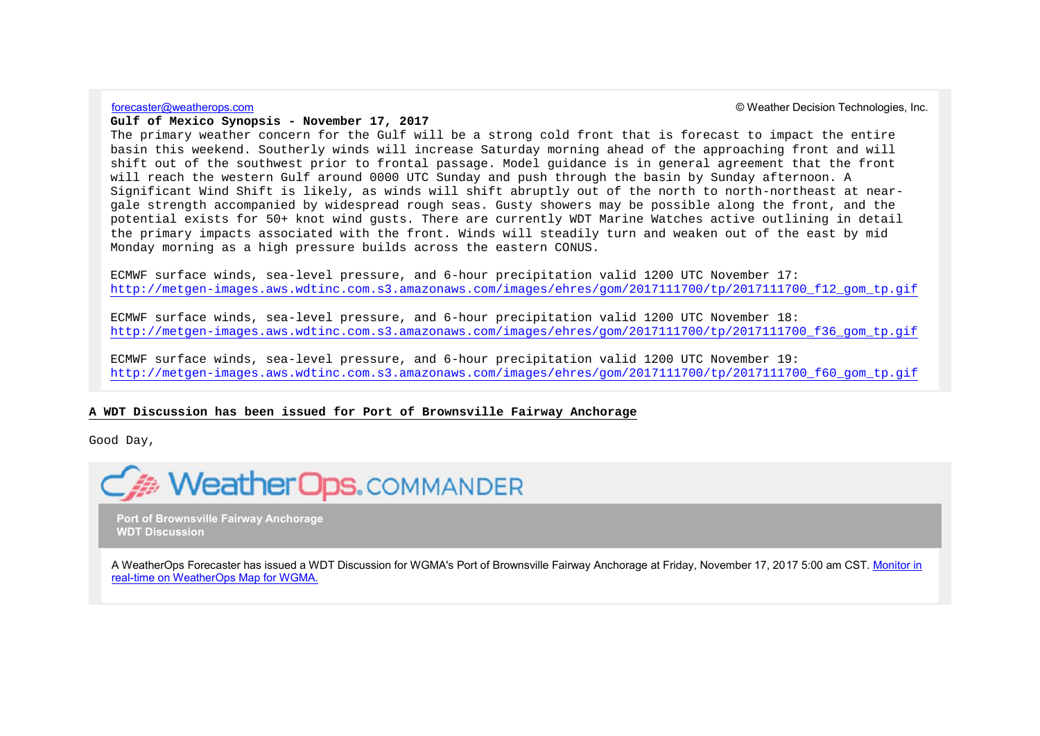forecaster@weatherops.com

© Weather Decision Technologies, Inc.

**Gulf of Mexico Synopsis - November 17, 2017**

The primary weather concern for the Gulf will be a strong cold front that is forecast to impact the entire basin this weekend. Southerly winds will increase Saturday morning ahead of the approaching front and will shift out of the southwest prior to frontal passage. Model guidance is in general agreement that the front will reach the western Gulf around 0000 UTC Sunday and push through the basin by Sunday afternoon. A Significant Wind Shift is likely, as winds will shift abruptly out of the north to north-northeast at near-gale strength accompanied by widespread rough seas. Gusty showers may be possible along the front, and the potential exists for 50+ knot wind gusts. There are currently WDT Marine Watches active outlining in detail the primary impacts associated with the front. Winds will steadily turn and weaken out of the east by mid Monday morning as a high pressure builds across the eastern CONUS.

ECMWF surface winds, sea-level pressure, and 6-hour precipitation valid 1200 UTC November 17:
http://metgen-images.aws.wdtinc.com.s3.amazonaws.com/images/ehres/gom/2017111700/tp/2017111700_f12_gom_tp.gif

ECMWF surface winds, sea-level pressure, and 6-hour precipitation valid 1200 UTC November 18:
http://metgen-images.aws.wdtinc.com.s3.amazonaws.com/images/ehres/gom/2017111700/tp/2017111700_f36_gom_tp.gif

ECMWF surface winds, sea-level pressure, and 6-hour precipitation valid 1200 UTC November 19:
http://metgen-images.aws.wdtinc.com.s3.amazonaws.com/images/ehres/gom/2017111700/tp/2017111700_f60_gom_tp.gif

**A WDT Discussion has been issued for Port of Brownsville Fairway Anchorage**

Good Day,

WeatherOps.COMMANDER

**Port of Brownsville Fairway Anchorage**
**WDT Discussion**

A WeatherOps Forecaster has issued a WDT Discussion for WGMA's Port of Brownsville Fairway Anchorage at Friday, November 17, 2017 5:00 am CST. Monitor in real-time on WeatherOps Map for WGMA.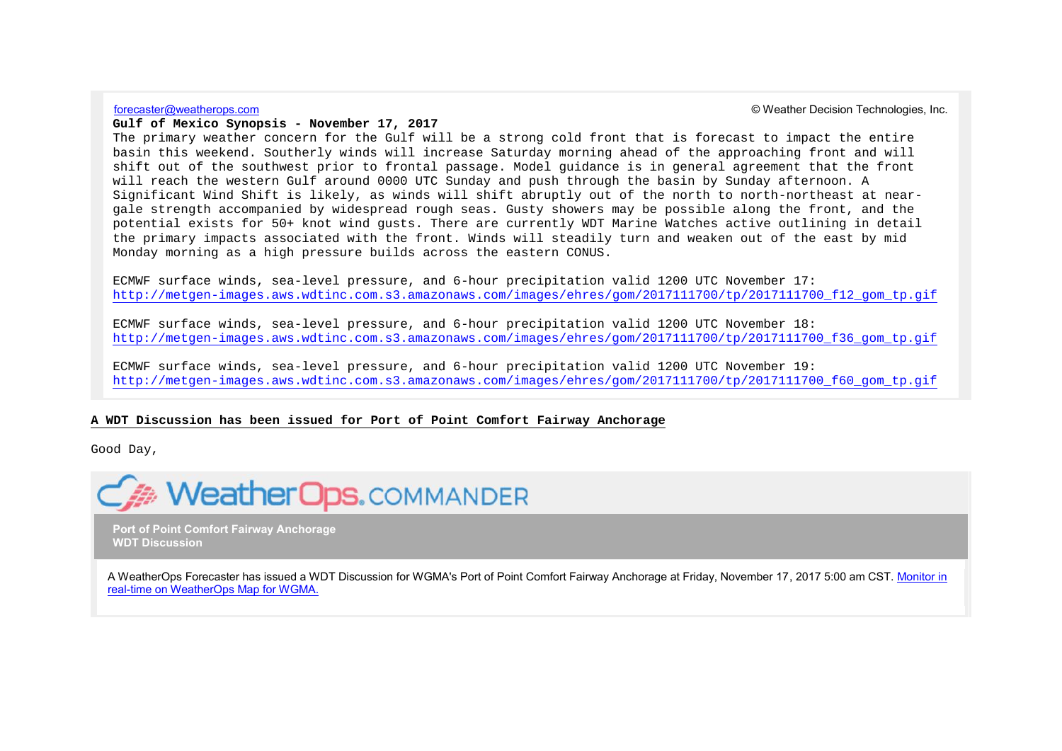forecaster@weatherops.com

© Weather Decision Technologies, Inc.

**Gulf of Mexico Synopsis - November 17, 2017**

The primary weather concern for the Gulf will be a strong cold front that is forecast to impact the entire basin this weekend. Southerly winds will increase Saturday morning ahead of the approaching front and will shift out of the southwest prior to frontal passage. Model guidance is in general agreement that the front will reach the western Gulf around 0000 UTC Sunday and push through the basin by Sunday afternoon. A Significant Wind Shift is likely, as winds will shift abruptly out of the north to north-northeast at near-gale strength accompanied by widespread rough seas. Gusty showers may be possible along the front, and the potential exists for 50+ knot wind gusts. There are currently WDT Marine Watches active outlining in detail the primary impacts associated with the front. Winds will steadily turn and weaken out of the east by mid Monday morning as a high pressure builds across the eastern CONUS.

ECMWF surface winds, sea-level pressure, and 6-hour precipitation valid 1200 UTC November 17:
http://metgen-images.aws.wdtinc.com.s3.amazonaws.com/images/ehres/gom/2017111700/tp/2017111700_f12_gom_tp.gif

ECMWF surface winds, sea-level pressure, and 6-hour precipitation valid 1200 UTC November 18:
http://metgen-images.aws.wdtinc.com.s3.amazonaws.com/images/ehres/gom/2017111700/tp/2017111700_f36_gom_tp.gif

ECMWF surface winds, sea-level pressure, and 6-hour precipitation valid 1200 UTC November 19:
http://metgen-images.aws.wdtinc.com.s3.amazonaws.com/images/ehres/gom/2017111700/tp/2017111700_f60_gom_tp.gif

**A WDT Discussion has been issued for Port of Point Comfort Fairway Anchorage**

Good Day,

WeatherOps.COMMANDER

**Port of Point Comfort Fairway Anchorage**
**WDT Discussion**

A WeatherOps Forecaster has issued a WDT Discussion for WGMA's Port of Point Comfort Fairway Anchorage at Friday, November 17, 2017 5:00 am CST. Monitor in real-time on WeatherOps Map for WGMA.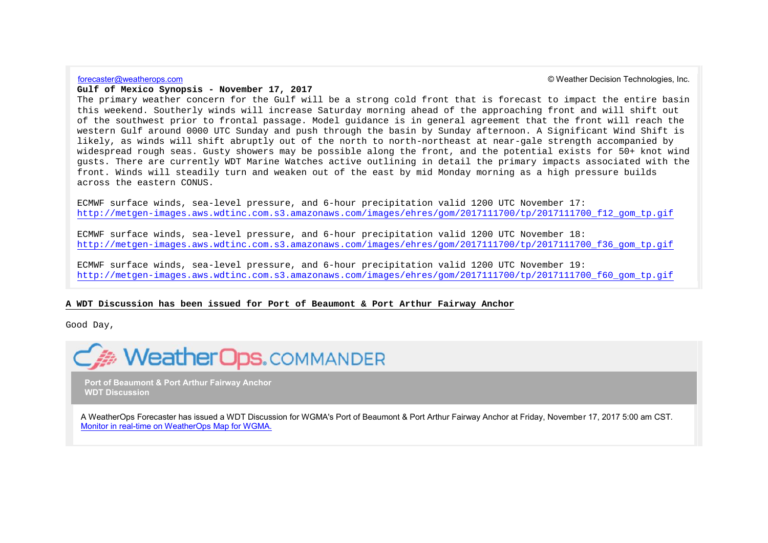forecaster@weatherops.com

© Weather Decision Technologies, Inc.

**Gulf of Mexico Synopsis - November 17, 2017**

The primary weather concern for the Gulf will be a strong cold front that is forecast to impact the entire basin this weekend. Southerly winds will increase Saturday morning ahead of the approaching front and will shift out of the southwest prior to frontal passage. Model guidance is in general agreement that the front will reach the western Gulf around 0000 UTC Sunday and push through the basin by Sunday afternoon. A Significant Wind Shift is likely, as winds will shift abruptly out of the north to north-northeast at near-gale strength accompanied by widespread rough seas. Gusty showers may be possible along the front, and the potential exists for 50+ knot wind gusts. There are currently WDT Marine Watches active outlining in detail the primary impacts associated with the front. Winds will steadily turn and weaken out of the east by mid Monday morning as a high pressure builds across the eastern CONUS.

ECMWF surface winds, sea-level pressure, and 6-hour precipitation valid 1200 UTC November 17:
http://metgen-images.aws.wdtinc.com.s3.amazonaws.com/images/ehres/gom/2017111700/tp/2017111700_f12_gom_tp.gif

ECMWF surface winds, sea-level pressure, and 6-hour precipitation valid 1200 UTC November 18:
http://metgen-images.aws.wdtinc.com.s3.amazonaws.com/images/ehres/gom/2017111700/tp/2017111700_f36_gom_tp.gif

ECMWF surface winds, sea-level pressure, and 6-hour precipitation valid 1200 UTC November 19:
http://metgen-images.aws.wdtinc.com.s3.amazonaws.com/images/ehres/gom/2017111700/tp/2017111700_f60_gom_tp.gif

**A WDT Discussion has been issued for Port of Beaumont & Port Arthur Fairway Anchor**

Good Day,

WeatherOps.COMMANDER

**Port of Beaumont & Port Arthur Fairway Anchor**
**WDT Discussion**

A WeatherOps Forecaster has issued a WDT Discussion for WGMA's Port of Beaumont & Port Arthur Fairway Anchor at Friday, November 17, 2017 5:00 am CST.
Monitor in real-time on WeatherOps Map for WGMA.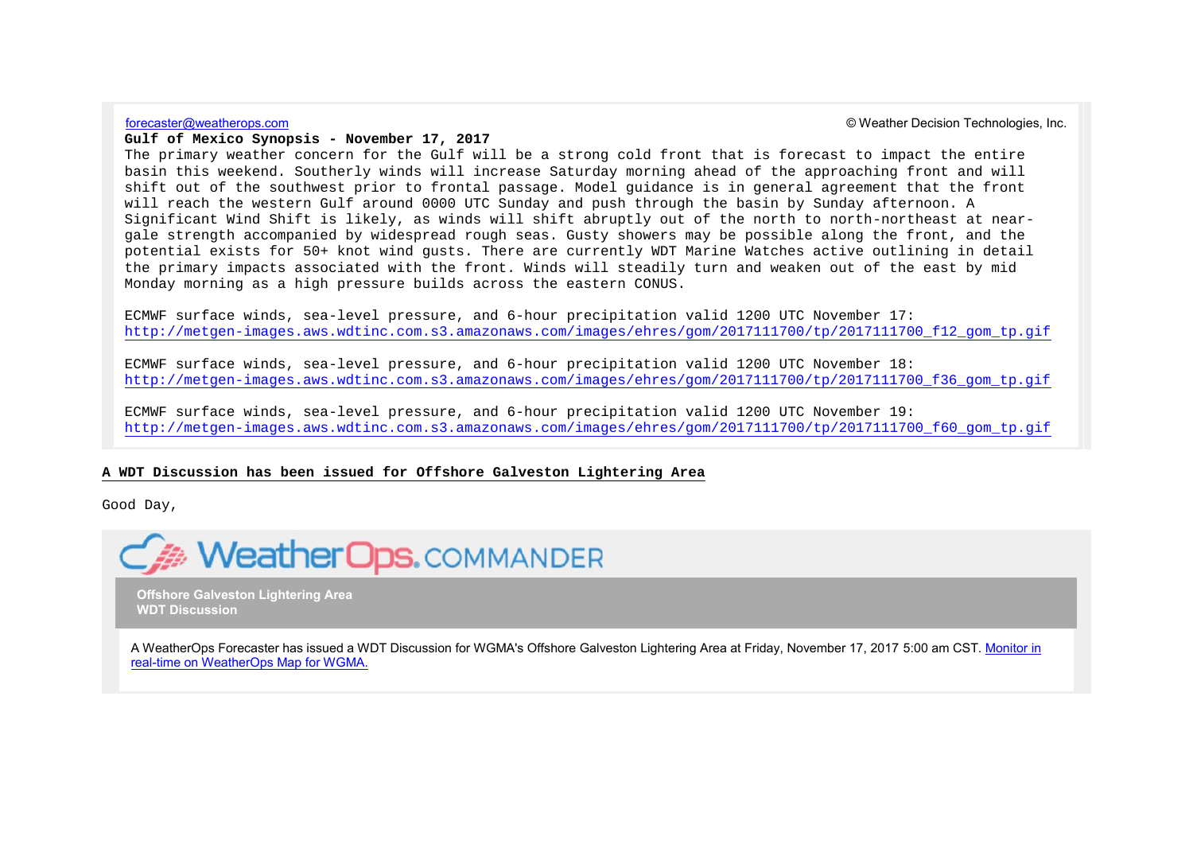forecaster@weatherops.com

© Weather Decision Technologies, Inc.

**Gulf of Mexico Synopsis - November 17, 2017**

The primary weather concern for the Gulf will be a strong cold front that is forecast to impact the entire basin this weekend. Southerly winds will increase Saturday morning ahead of the approaching front and will shift out of the southwest prior to frontal passage. Model guidance is in general agreement that the front will reach the western Gulf around 0000 UTC Sunday and push through the basin by Sunday afternoon. A Significant Wind Shift is likely, as winds will shift abruptly out of the north to north-northeast at near-gale strength accompanied by widespread rough seas. Gusty showers may be possible along the front, and the potential exists for 50+ knot wind gusts. There are currently WDT Marine Watches active outlining in detail the primary impacts associated with the front. Winds will steadily turn and weaken out of the east by mid Monday morning as a high pressure builds across the eastern CONUS.

ECMWF surface winds, sea-level pressure, and 6-hour precipitation valid 1200 UTC November 17:
http://metgen-images.aws.wdtinc.com.s3.amazonaws.com/images/ehres/gom/2017111700/tp/2017111700_f12_gom_tp.gif

ECMWF surface winds, sea-level pressure, and 6-hour precipitation valid 1200 UTC November 18:
http://metgen-images.aws.wdtinc.com.s3.amazonaws.com/images/ehres/gom/2017111700/tp/2017111700_f36_gom_tp.gif

ECMWF surface winds, sea-level pressure, and 6-hour precipitation valid 1200 UTC November 19:
http://metgen-images.aws.wdtinc.com.s3.amazonaws.com/images/ehres/gom/2017111700/tp/2017111700_f60_gom_tp.gif

**A WDT Discussion has been issued for Offshore Galveston Lightering Area**

Good Day,

WeatherOps COMMANDER

**Offshore Galveston Lightering Area**
**WDT Discussion**

A WeatherOps Forecaster has issued a WDT Discussion for WGMA's Offshore Galveston Lightering Area at Friday, November 17, 2017 5:00 am CST. Monitor in real-time on WeatherOps Map for WGMA.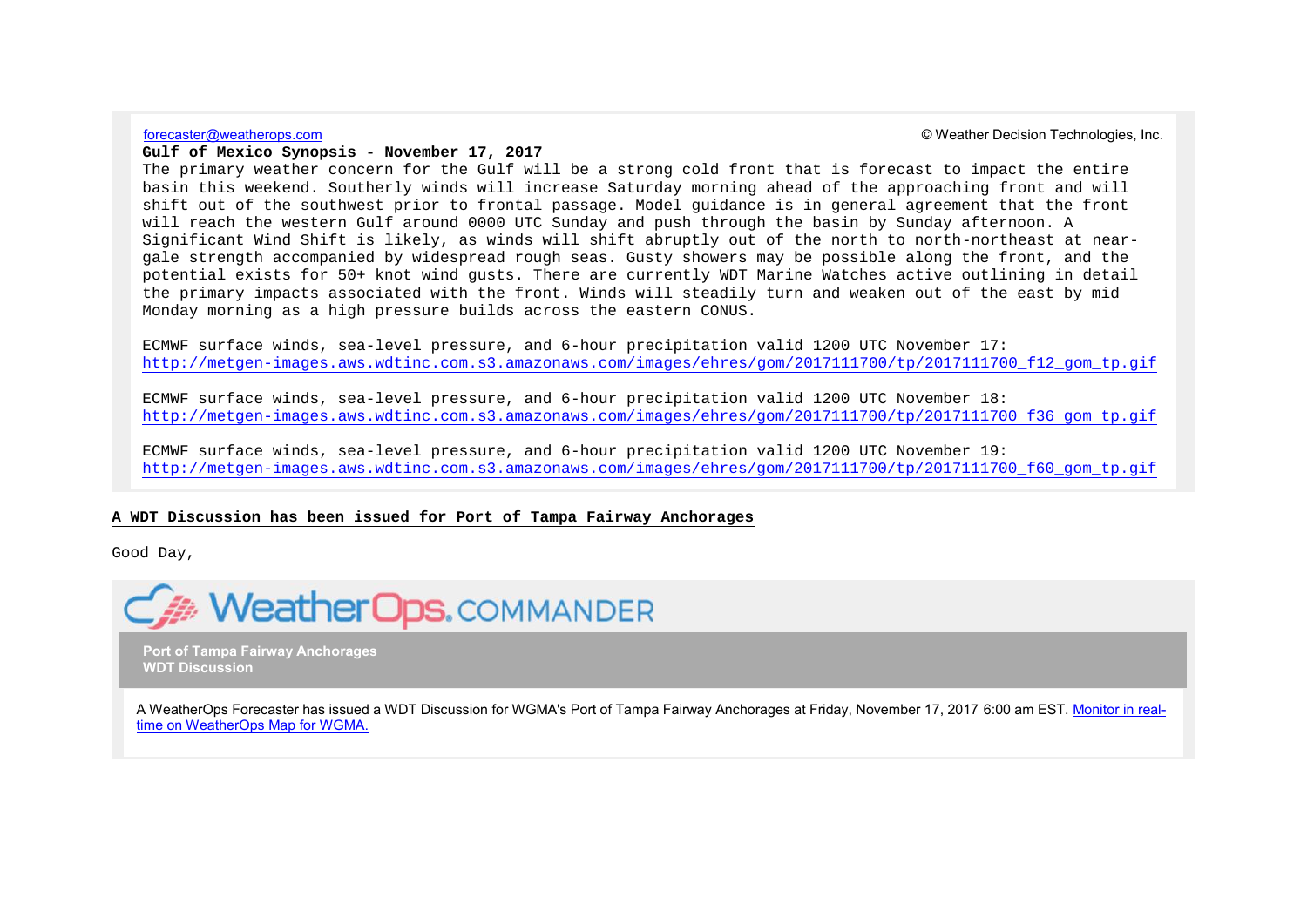forecaster@weatherops.com

© Weather Decision Technologies, Inc.

**Gulf of Mexico Synopsis - November 17, 2017**

The primary weather concern for the Gulf will be a strong cold front that is forecast to impact the entire basin this weekend. Southerly winds will increase Saturday morning ahead of the approaching front and will shift out of the southwest prior to frontal passage. Model guidance is in general agreement that the front will reach the western Gulf around 0000 UTC Sunday and push through the basin by Sunday afternoon. A Significant Wind Shift is likely, as winds will shift abruptly out of the north to north-northeast at near-gale strength accompanied by widespread rough seas. Gusty showers may be possible along the front, and the potential exists for 50+ knot wind gusts. There are currently WDT Marine Watches active outlining in detail the primary impacts associated with the front. Winds will steadily turn and weaken out of the east by mid Monday morning as a high pressure builds across the eastern CONUS.

ECMWF surface winds, sea-level pressure, and 6-hour precipitation valid 1200 UTC November 17:
http://metgen-images.aws.wdtinc.com.s3.amazonaws.com/images/ehres/gom/2017111700/tp/2017111700_f12_gom_tp.gif

ECMWF surface winds, sea-level pressure, and 6-hour precipitation valid 1200 UTC November 18:
http://metgen-images.aws.wdtinc.com.s3.amazonaws.com/images/ehres/gom/2017111700/tp/2017111700_f36_gom_tp.gif

ECMWF surface winds, sea-level pressure, and 6-hour precipitation valid 1200 UTC November 19:
http://metgen-images.aws.wdtinc.com.s3.amazonaws.com/images/ehres/gom/2017111700/tp/2017111700_f60_gom_tp.gif

**A WDT Discussion has been issued for Port of Tampa Fairway Anchorages**

Good Day,

WeatherOps.COMMANDER

**Port of Tampa Fairway Anchorages**
**WDT Discussion**

A WeatherOps Forecaster has issued a WDT Discussion for WGMA's Port of Tampa Fairway Anchorages at Friday, November 17, 2017 6:00 am EST. Monitor in real-time on WeatherOps Map for WGMA.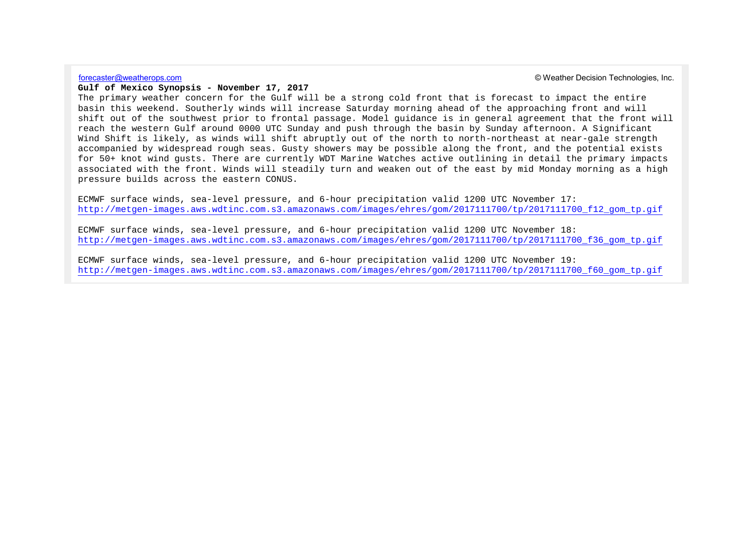forecaster@weatherops.com © Weather Decision Technologies, Inc.

**Gulf of Mexico Synopsis - November 17, 2017**

The primary weather concern for the Gulf will be a strong cold front that is forecast to impact the entire basin this weekend. Southerly winds will increase Saturday morning ahead of the approaching front and will shift out of the southwest prior to frontal passage. Model guidance is in general agreement that the front will reach the western Gulf around 0000 UTC Sunday and push through the basin by Sunday afternoon. A Significant Wind Shift is likely, as winds will shift abruptly out of the north to north-northeast at near-gale strength accompanied by widespread rough seas. Gusty showers may be possible along the front, and the potential exists for 50+ knot wind gusts. There are currently WDT Marine Watches active outlining in detail the primary impacts associated with the front. Winds will steadily turn and weaken out of the east by mid Monday morning as a high pressure builds across the eastern CONUS.

ECMWF surface winds, sea-level pressure, and 6-hour precipitation valid 1200 UTC November 17:
http://metgen-images.aws.wdtinc.com.s3.amazonaws.com/images/ehres/gom/2017111700/tp/2017111700_f12_gom_tp.gif

ECMWF surface winds, sea-level pressure, and 6-hour precipitation valid 1200 UTC November 18:
http://metgen-images.aws.wdtinc.com.s3.amazonaws.com/images/ehres/gom/2017111700/tp/2017111700_f36_gom_tp.gif

ECMWF surface winds, sea-level pressure, and 6-hour precipitation valid 1200 UTC November 19:
http://metgen-images.aws.wdtinc.com.s3.amazonaws.com/images/ehres/gom/2017111700/tp/2017111700_f60_gom_tp.gif